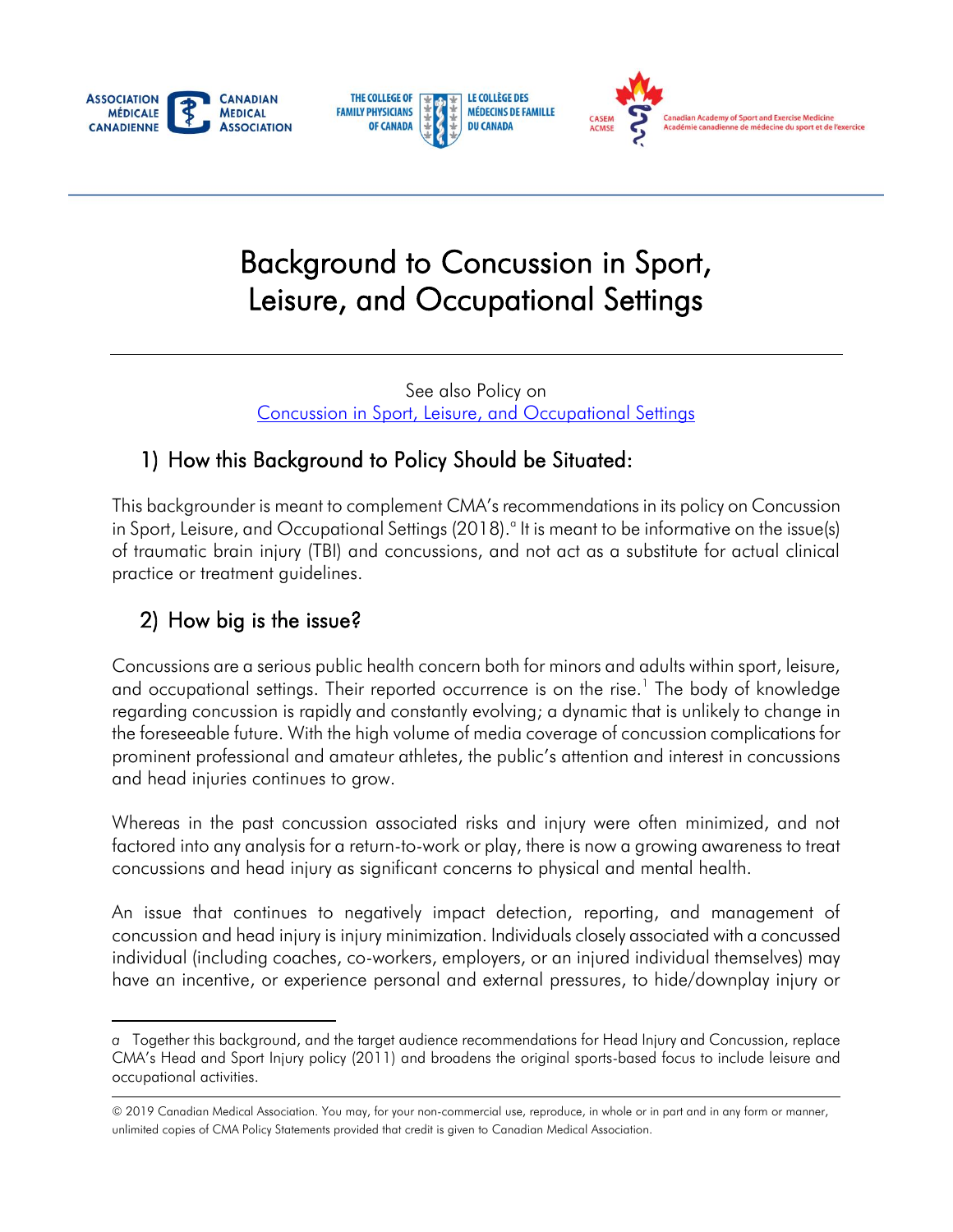# Background to Concussion in Sport, Leisure, and Occupational Settings

See also Policy on
Concussion in Sport, Leisure, and Occupational Settings

## 1) How this Background to Policy Should be Situated:

This backgrounder is meant to complement CMA's recommendations in its policy on Concussion in Sport, Leisure, and Occupational Settings (2018).[a] It is meant to be informative on the issue(s) of traumatic brain injury (TBI) and concussions, and not act as a substitute for actual clinical practice or treatment guidelines.

## 2) How big is the issue?

Concussions are a serious public health concern both for minors and adults within sport, leisure, and occupational settings. Their reported occurrence is on the rise.[1] The body of knowledge regarding concussion is rapidly and constantly evolving; a dynamic that is unlikely to change in the foreseeable future. With the high volume of media coverage of concussion complications for prominent professional and amateur athletes, the public's attention and interest in concussions and head injuries continues to grow.

Whereas in the past concussion associated risks and injury were often minimized, and not factored into any analysis for a return-to-work or play, there is now a growing awareness to treat concussions and head injury as significant concerns to physical and mental health.

An issue that continues to negatively impact detection, reporting, and management of concussion and head injury is injury minimization. Individuals closely associated with a concussed individual (including coaches, co-workers, employers, or an injured individual themselves) may have an incentive, or experience personal and external pressures, to hide/downplay injury or

---

a Together this background, and the target audience recommendations for Head Injury and Concussion, replace CMA's Head and Sport Injury policy (2011) and broadens the original sports-based focus to include leisure and occupational activities.

© 2019 Canadian Medical Association. You may, for your non-commercial use, reproduce, in whole or in part and in any form or manner, unlimited copies of CMA Policy Statements provided that credit is given to Canadian Medical Association.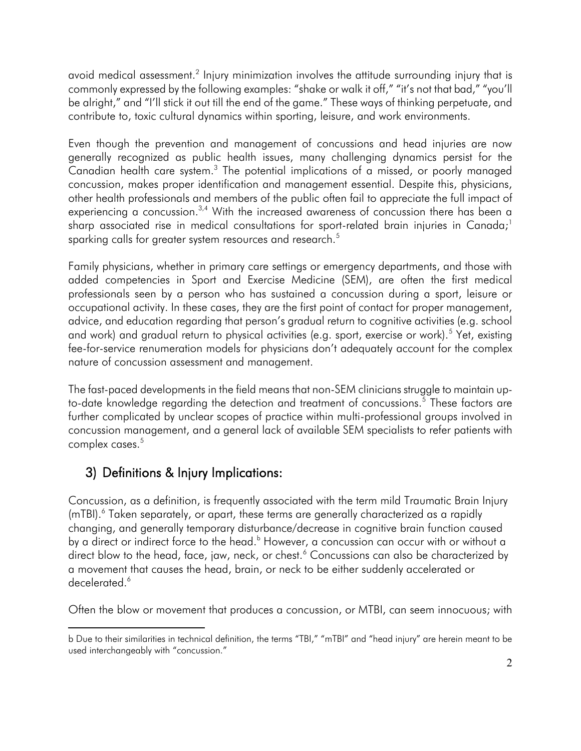avoid medical assessment.[2] Injury minimization involves the attitude surrounding injury that is commonly expressed by the following examples: "shake or walk it off," "it's not that bad," "you'll be alright," and "I'll stick it out till the end of the game." These ways of thinking perpetuate, and contribute to, toxic cultural dynamics within sporting, leisure, and work environments.

Even though the prevention and management of concussions and head injuries are now generally recognized as public health issues, many challenging dynamics persist for the Canadian health care system.[3] The potential implications of a missed, or poorly managed concussion, makes proper identification and management essential. Despite this, physicians, other health professionals and members of the public often fail to appreciate the full impact of experiencing a concussion.[3,4] With the increased awareness of concussion there has been a sharp associated rise in medical consultations for sport-related brain injuries in Canada;[1] sparking calls for greater system resources and research.[5]

Family physicians, whether in primary care settings or emergency departments, and those with added competencies in Sport and Exercise Medicine (SEM), are often the first medical professionals seen by a person who has sustained a concussion during a sport, leisure or occupational activity. In these cases, they are the first point of contact for proper management, advice, and education regarding that person's gradual return to cognitive activities (e.g. school and work) and gradual return to physical activities (e.g. sport, exercise or work).[5] Yet, existing fee-for-service renumeration models for physicians don't adequately account for the complex nature of concussion assessment and management.

The fast-paced developments in the field means that non-SEM clinicians struggle to maintain up-to-date knowledge regarding the detection and treatment of concussions.[5] These factors are further complicated by unclear scopes of practice within multi-professional groups involved in concussion management, and a general lack of available SEM specialists to refer patients with complex cases.[5]

## 3) Definitions & Injury Implications:

Concussion, as a definition, is frequently associated with the term mild Traumatic Brain Injury (mTBI).[6] Taken separately, or apart, these terms are generally characterized as a rapidly changing, and generally temporary disturbance/decrease in cognitive brain function caused by a direct or indirect force to the head.[b] However, a concussion can occur with or without a direct blow to the head, face, jaw, neck, or chest.[6] Concussions can also be characterized by a movement that causes the head, brain, or neck to be either suddenly accelerated or decelerated.[6]

Often the blow or movement that produces a concussion, or MTBI, can seem innocuous; with

---

b Due to their similarities in technical definition, the terms "TBI," "mTBI" and "head injury" are herein meant to be used interchangeably with "concussion."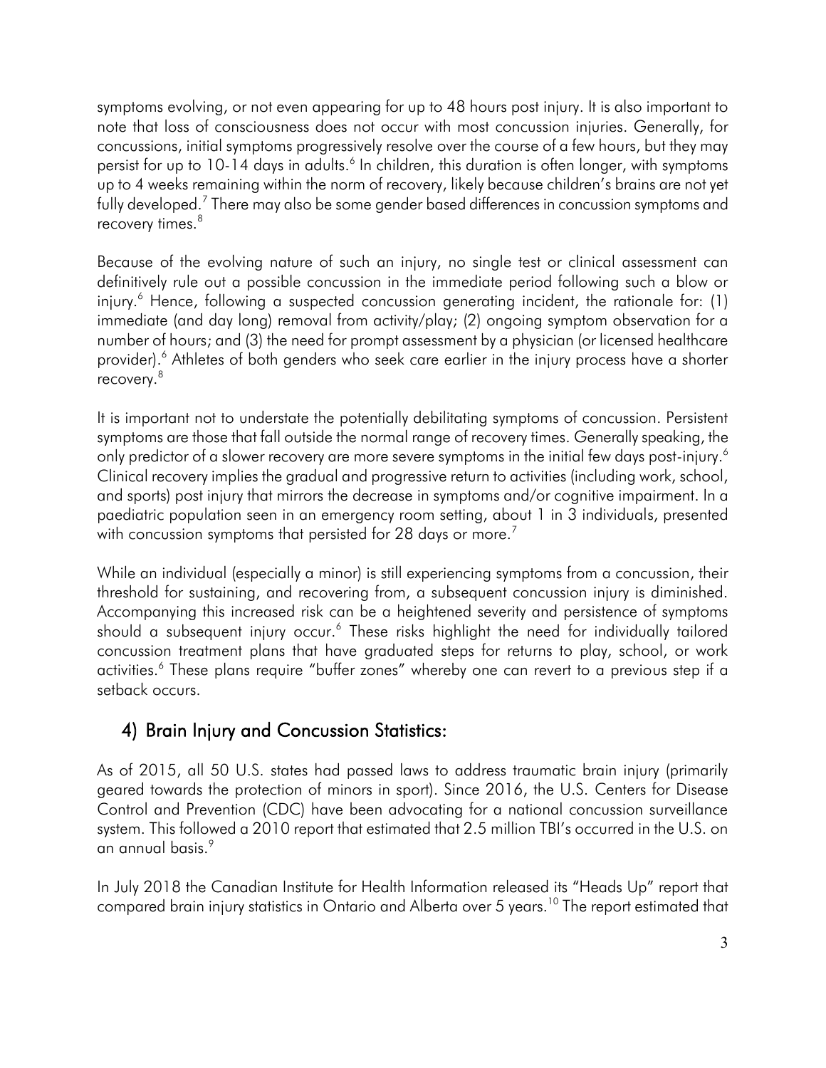symptoms evolving, or not even appearing for up to 48 hours post injury. It is also important to note that loss of consciousness does not occur with most concussion injuries. Generally, for concussions, initial symptoms progressively resolve over the course of a few hours, but they may persist for up to 10-14 days in adults.[6] In children, this duration is often longer, with symptoms up to 4 weeks remaining within the norm of recovery, likely because children's brains are not yet fully developed.[7] There may also be some gender based differences in concussion symptoms and recovery times.[8]

Because of the evolving nature of such an injury, no single test or clinical assessment can definitively rule out a possible concussion in the immediate period following such a blow or injury.[6] Hence, following a suspected concussion generating incident, the rationale for: (1) immediate (and day long) removal from activity/play; (2) ongoing symptom observation for a number of hours; and (3) the need for prompt assessment by a physician (or licensed healthcare provider).[6] Athletes of both genders who seek care earlier in the injury process have a shorter recovery.[8]

It is important not to understate the potentially debilitating symptoms of concussion. Persistent symptoms are those that fall outside the normal range of recovery times. Generally speaking, the only predictor of a slower recovery are more severe symptoms in the initial few days post-injury.[6] Clinical recovery implies the gradual and progressive return to activities (including work, school, and sports) post injury that mirrors the decrease in symptoms and/or cognitive impairment. In a paediatric population seen in an emergency room setting, about 1 in 3 individuals, presented with concussion symptoms that persisted for 28 days or more.[7]

While an individual (especially a minor) is still experiencing symptoms from a concussion, their threshold for sustaining, and recovering from, a subsequent concussion injury is diminished. Accompanying this increased risk can be a heightened severity and persistence of symptoms should a subsequent injury occur.[6] These risks highlight the need for individually tailored concussion treatment plans that have graduated steps for returns to play, school, or work activities.[6] These plans require "buffer zones" whereby one can revert to a previous step if a setback occurs.

## 4) Brain Injury and Concussion Statistics:

As of 2015, all 50 U.S. states had passed laws to address traumatic brain injury (primarily geared towards the protection of minors in sport). Since 2016, the U.S. Centers for Disease Control and Prevention (CDC) have been advocating for a national concussion surveillance system. This followed a 2010 report that estimated that 2.5 million TBI's occurred in the U.S. on an annual basis.[9]

In July 2018 the Canadian Institute for Health Information released its "Heads Up" report that compared brain injury statistics in Ontario and Alberta over 5 years.[10] The report estimated that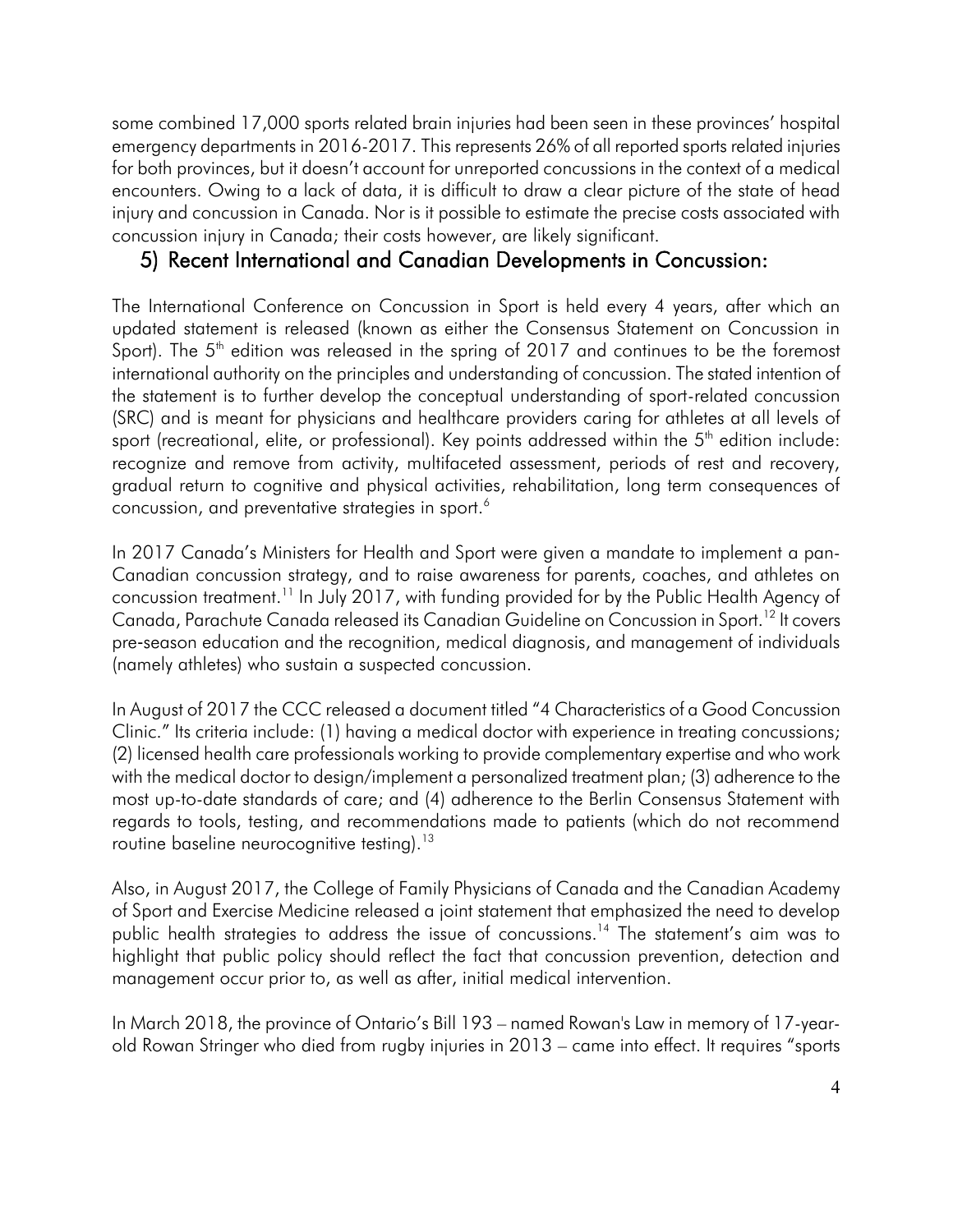some combined 17,000 sports related brain injuries had been seen in these provinces' hospital emergency departments in 2016-2017. This represents 26% of all reported sports related injuries for both provinces, but it doesn't account for unreported concussions in the context of a medical encounters. Owing to a lack of data, it is difficult to draw a clear picture of the state of head injury and concussion in Canada. Nor is it possible to estimate the precise costs associated with concussion injury in Canada; their costs however, are likely significant.

## 5) Recent International and Canadian Developments in Concussion:

The International Conference on Concussion in Sport is held every 4 years, after which an updated statement is released (known as either the Consensus Statement on Concussion in Sport). The 5th edition was released in the spring of 2017 and continues to be the foremost international authority on the principles and understanding of concussion. The stated intention of the statement is to further develop the conceptual understanding of sport-related concussion (SRC) and is meant for physicians and healthcare providers caring for athletes at all levels of sport (recreational, elite, or professional). Key points addressed within the 5th edition include: recognize and remove from activity, multifaceted assessment, periods of rest and recovery, gradual return to cognitive and physical activities, rehabilitation, long term consequences of concussion, and preventative strategies in sport.[6]

In 2017 Canada's Ministers for Health and Sport were given a mandate to implement a pan-Canadian concussion strategy, and to raise awareness for parents, coaches, and athletes on concussion treatment.[11] In July 2017, with funding provided for by the Public Health Agency of Canada, Parachute Canada released its Canadian Guideline on Concussion in Sport.[12] It covers pre-season education and the recognition, medical diagnosis, and management of individuals (namely athletes) who sustain a suspected concussion.

In August of 2017 the CCC released a document titled "4 Characteristics of a Good Concussion Clinic." Its criteria include: (1) having a medical doctor with experience in treating concussions; (2) licensed health care professionals working to provide complementary expertise and who work with the medical doctor to design/implement a personalized treatment plan; (3) adherence to the most up-to-date standards of care; and (4) adherence to the Berlin Consensus Statement with regards to tools, testing, and recommendations made to patients (which do not recommend routine baseline neurocognitive testing).[13]

Also, in August 2017, the College of Family Physicians of Canada and the Canadian Academy of Sport and Exercise Medicine released a joint statement that emphasized the need to develop public health strategies to address the issue of concussions.[14] The statement's aim was to highlight that public policy should reflect the fact that concussion prevention, detection and management occur prior to, as well as after, initial medical intervention.

In March 2018, the province of Ontario's Bill 193 – named Rowan's Law in memory of 17-year-old Rowan Stringer who died from rugby injuries in 2013 – came into effect. It requires "sports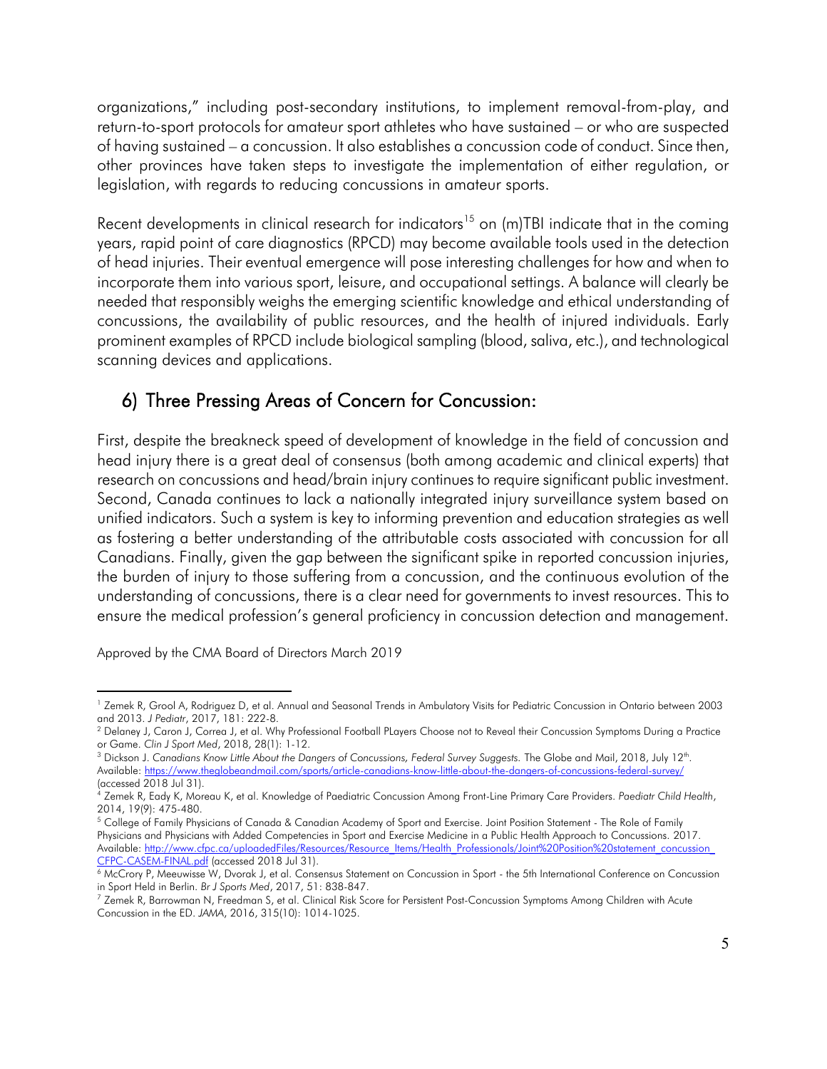organizations," including post-secondary institutions, to implement removal-from-play, and return-to-sport protocols for amateur sport athletes who have sustained – or who are suspected of having sustained – a concussion. It also establishes a concussion code of conduct. Since then, other provinces have taken steps to investigate the implementation of either regulation, or legislation, with regards to reducing concussions in amateur sports.

Recent developments in clinical research for indicators[15] on (m)TBI indicate that in the coming years, rapid point of care diagnostics (RPCD) may become available tools used in the detection of head injuries. Their eventual emergence will pose interesting challenges for how and when to incorporate them into various sport, leisure, and occupational settings. A balance will clearly be needed that responsibly weighs the emerging scientific knowledge and ethical understanding of concussions, the availability of public resources, and the health of injured individuals. Early prominent examples of RPCD include biological sampling (blood, saliva, etc.), and technological scanning devices and applications.

## 6) Three Pressing Areas of Concern for Concussion:

First, despite the breakneck speed of development of knowledge in the field of concussion and head injury there is a great deal of consensus (both among academic and clinical experts) that research on concussions and head/brain injury continues to require significant public investment. Second, Canada continues to lack a nationally integrated injury surveillance system based on unified indicators. Such a system is key to informing prevention and education strategies as well as fostering a better understanding of the attributable costs associated with concussion for all Canadians. Finally, given the gap between the significant spike in reported concussion injuries, the burden of injury to those suffering from a concussion, and the continuous evolution of the understanding of concussions, there is a clear need for governments to invest resources. This to ensure the medical profession's general proficiency in concussion detection and management.

Approved by the CMA Board of Directors March 2019

---

[1] Zemek R, Grool A, Rodriguez D, et al. Annual and Seasonal Trends in Ambulatory Visits for Pediatric Concussion in Ontario between 2003 and 2013. *J Pediatr*, 2017, 181: 222-8.

[2] Delaney J, Caron J, Correa J, et al. Why Professional Football PLayers Choose not to Reveal their Concussion Symptoms During a Practice or Game. *Clin J Sport Med*, 2018, 28(1): 1-12.

[3] Dickson J. *Canadians Know Little About the Dangers of Concussions, Federal Survey Suggests.* The Globe and Mail, 2018, July 12th. Available: https://www.theglobeandmail.com/sports/article-canadians-know-little-about-the-dangers-of-concussions-federal-survey/ (accessed 2018 Jul 31).

[4] Zemek R, Eady K, Moreau K, et al. Knowledge of Paediatric Concussion Among Front-Line Primary Care Providers. *Paediatr Child Health*, 2014, 19(9): 475-480.

[5] College of Family Physicians of Canada & Canadian Academy of Sport and Exercise. Joint Position Statement - The Role of Family Physicians and Physicians with Added Competencies in Sport and Exercise Medicine in a Public Health Approach to Concussions. 2017. Available: http://www.cfpc.ca/uploadedFiles/Resources/Resource_Items/Health_Professionals/Joint%20Position%20statement_concussion_CFPC-CASEM-FINAL.pdf (accessed 2018 Jul 31).

[6] McCrory P, Meeuwisse W, Dvorak J, et al. Consensus Statement on Concussion in Sport - the 5th International Conference on Concussion in Sport Held in Berlin. *Br J Sports Med*, 2017, 51: 838-847.

[7] Zemek R, Barrowman N, Freedman S, et al. Clinical Risk Score for Persistent Post-Concussion Symptoms Among Children with Acute Concussion in the ED. *JAMA*, 2016, 315(10): 1014-1025.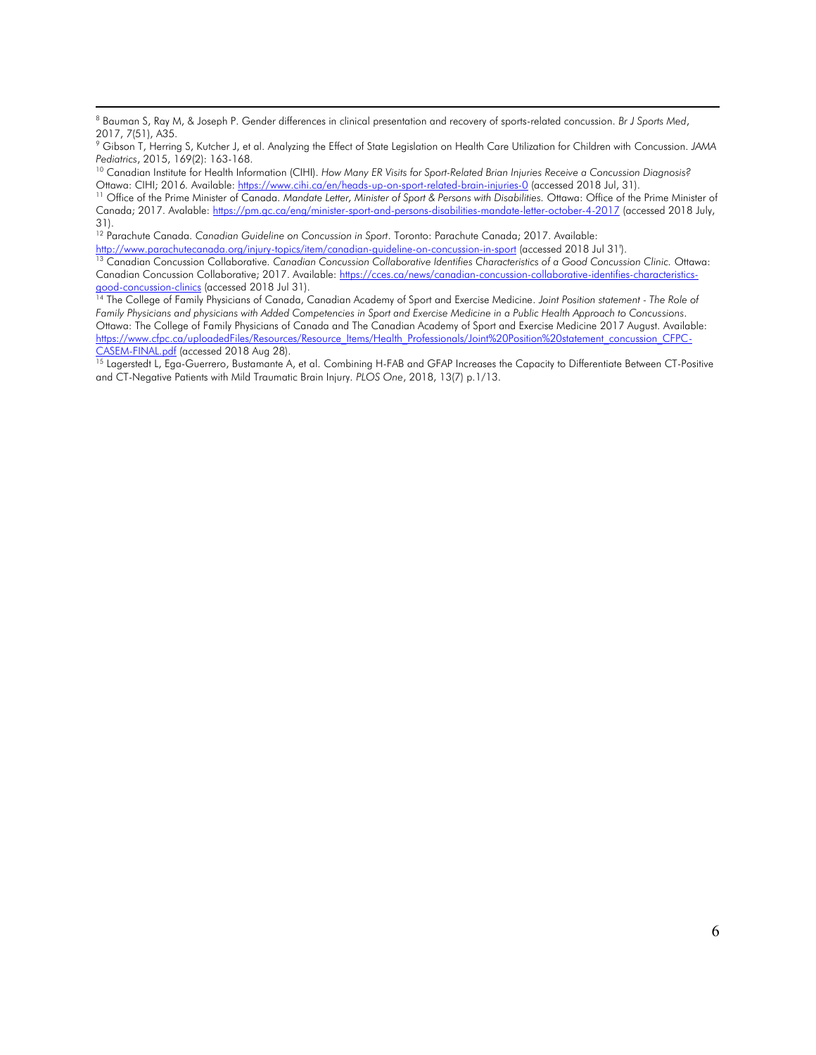[8] Bauman S, Ray M, & Joseph P. Gender differences in clinical presentation and recovery of sports-related concussion. *Br J Sports Med*, 2017, 7(51), A35.

[9] Gibson T, Herring S, Kutcher J, et al. Analyzing the Effect of State Legislation on Health Care Utilization for Children with Concussion. *JAMA Pediatrics*, 2015, 169(2): 163-168.

[10] Canadian Institute for Health Information (CIHI). *How Many ER Visits for Sport-Related Brian Injuries Receive a Concussion Diagnosis?* Ottawa: CIHI; 2016. Available: https://www.cihi.ca/en/heads-up-on-sport-related-brain-injuries-0 (accessed 2018 Jul, 31).

[11] Office of the Prime Minister of Canada. *Mandate Letter, Minister of Sport & Persons with Disabilities.* Ottawa: Office of the Prime Minister of Canada; 2017. Avalable: https://pm.gc.ca/eng/minister-sport-and-persons-disabilities-mandate-letter-october-4-2017 (accessed 2018 July, 31).

[12] Parachute Canada. *Canadian Guideline on Concussion in Sport*. Toronto: Parachute Canada; 2017. Available: http://www.parachutecanada.org/injury-topics/item/canadian-guideline-on-concussion-in-sport (accessed 2018 Jul 31').

[13] Canadian Concussion Collaborative. *Canadian Concussion Collaborative Identifies Characteristics of a Good Concussion Clinic.* Ottawa: Canadian Concussion Collaborative; 2017. Available: https://cces.ca/news/canadian-concussion-collaborative-identifies-characteristics-good-concussion-clinics (accessed 2018 Jul 31).

[14] The College of Family Physicians of Canada, Canadian Academy of Sport and Exercise Medicine. *Joint Position statement - The Role of Family Physicians and physicians with Added Competencies in Sport and Exercise Medicine in a Public Health Approach to Concussions.* Ottawa: The College of Family Physicians of Canada and The Canadian Academy of Sport and Exercise Medicine 2017 August. Available: https://www.cfpc.ca/uploadedFiles/Resources/Resource_Items/Health_Professionals/Joint%20Position%20statement_concussion_CFPC-CASEM-FINAL.pdf (accessed 2018 Aug 28).

[15] Lagerstedt L, Ega-Guerrero, Bustamante A, et al. Combining H-FAB and GFAP Increases the Capacity to Differentiate Between CT-Positive and CT-Negative Patients with Mild Traumatic Brain Injury. *PLOS One*, 2018, 13(7) p.1/13.